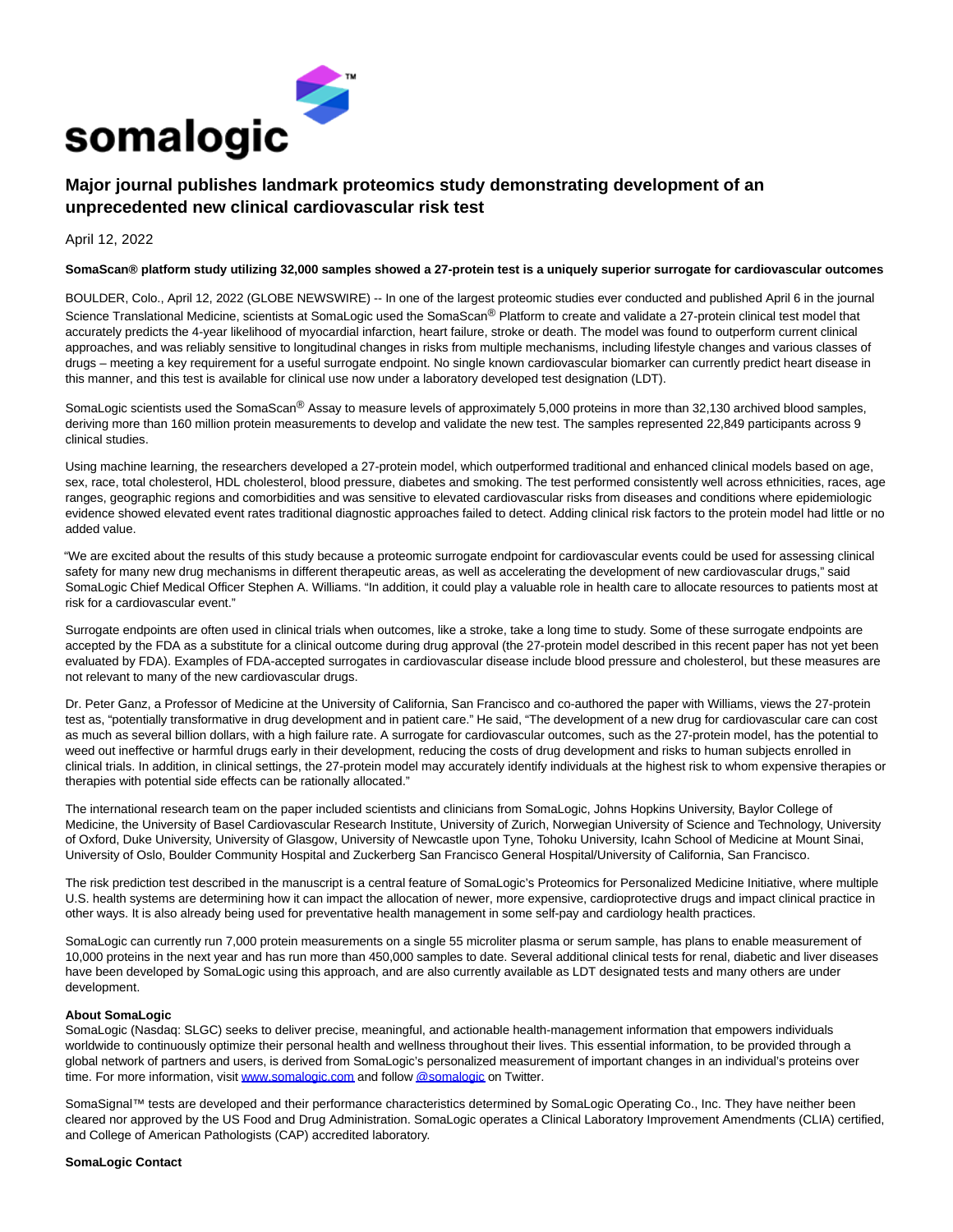# Major journal publishes landmark proteomics study demonstrating development of an unprecedented new clinical cardiovascular risk test

April 12, 2022

**SomaScan® platform study utilizing 32,000 samples showed a 27-protein test is a uniquely superior surrogate for cardiovascular outcomes**

BOULDER, Colo., April 12, 2022 (GLOBE NEWSWIRE) -- In one of the largest proteomic studies ever conducted and published April 6 in the journal Science Translational Medicine, scientists at SomaLogic used the SomaScan® Platform to create and validate a 27-protein clinical test model that accurately predicts the 4-year likelihood of myocardial infarction, heart failure, stroke or death. The model was found to outperform current clinical approaches, and was reliably sensitive to longitudinal changes in risks from multiple mechanisms, including lifestyle changes and various classes of drugs – meeting a key requirement for a useful surrogate endpoint. No single known cardiovascular biomarker can currently predict heart disease in this manner, and this test is available for clinical use now under a laboratory developed test designation (LDT).

SomaLogic scientists used the SomaScan® Assay to measure levels of approximately 5,000 proteins in more than 32,130 archived blood samples, deriving more than 160 million protein measurements to develop and validate the new test. The samples represented 22,849 participants across 9 clinical studies.

Using machine learning, the researchers developed a 27-protein model, which outperformed traditional and enhanced clinical models based on age, sex, race, total cholesterol, HDL cholesterol, blood pressure, diabetes and smoking. The test performed consistently well across ethnicities, races, age ranges, geographic regions and comorbidities and was sensitive to elevated cardiovascular risks from diseases and conditions where epidemiologic evidence showed elevated event rates traditional diagnostic approaches failed to detect. Adding clinical risk factors to the protein model had little or no added value.

"We are excited about the results of this study because a proteomic surrogate endpoint for cardiovascular events could be used for assessing clinical safety for many new drug mechanisms in different therapeutic areas, as well as accelerating the development of new cardiovascular drugs," said SomaLogic Chief Medical Officer Stephen A. Williams. "In addition, it could play a valuable role in health care to allocate resources to patients most at risk for a cardiovascular event."

Surrogate endpoints are often used in clinical trials when outcomes, like a stroke, take a long time to study. Some of these surrogate endpoints are accepted by the FDA as a substitute for a clinical outcome during drug approval (the 27-protein model described in this recent paper has not yet been evaluated by FDA). Examples of FDA-accepted surrogates in cardiovascular disease include blood pressure and cholesterol, but these measures are not relevant to many of the new cardiovascular drugs.

Dr. Peter Ganz, a Professor of Medicine at the University of California, San Francisco and co-authored the paper with Williams, views the 27-protein test as, "potentially transformative in drug development and in patient care." He said, "The development of a new drug for cardiovascular care can cost as much as several billion dollars, with a high failure rate. A surrogate for cardiovascular outcomes, such as the 27-protein model, has the potential to weed out ineffective or harmful drugs early in their development, reducing the costs of drug development and risks to human subjects enrolled in clinical trials. In addition, in clinical settings, the 27-protein model may accurately identify individuals at the highest risk to whom expensive therapies or therapies with potential side effects can be rationally allocated."

The international research team on the paper included scientists and clinicians from SomaLogic, Johns Hopkins University, Baylor College of Medicine, the University of Basel Cardiovascular Research Institute, University of Zurich, Norwegian University of Science and Technology, University of Oxford, Duke University, University of Glasgow, University of Newcastle upon Tyne, Tohoku University, Icahn School of Medicine at Mount Sinai, University of Oslo, Boulder Community Hospital and Zuckerberg San Francisco General Hospital/University of California, San Francisco.

The risk prediction test described in the manuscript is a central feature of SomaLogic's Proteomics for Personalized Medicine Initiative, where multiple U.S. health systems are determining how it can impact the allocation of newer, more expensive, cardioprotective drugs and impact clinical practice in other ways. It is also already being used for preventative health management in some self-pay and cardiology health practices.

SomaLogic can currently run 7,000 protein measurements on a single 55 microliter plasma or serum sample, has plans to enable measurement of 10,000 proteins in the next year and has run more than 450,000 samples to date. Several additional clinical tests for renal, diabetic and liver diseases have been developed by SomaLogic using this approach, and are also currently available as LDT designated tests and many others are under development.

**About SomaLogic**
SomaLogic (Nasdaq: SLGC) seeks to deliver precise, meaningful, and actionable health-management information that empowers individuals worldwide to continuously optimize their personal health and wellness throughout their lives. This essential information, to be provided through a global network of partners and users, is derived from SomaLogic's personalized measurement of important changes in an individual's proteins over time. For more information, visit www.somalogic.com and follow @somalogic on Twitter.

SomaSignal™ tests are developed and their performance characteristics determined by SomaLogic Operating Co., Inc. They have neither been cleared nor approved by the US Food and Drug Administration. SomaLogic operates a Clinical Laboratory Improvement Amendments (CLIA) certified, and College of American Pathologists (CAP) accredited laboratory.

**SomaLogic Contact**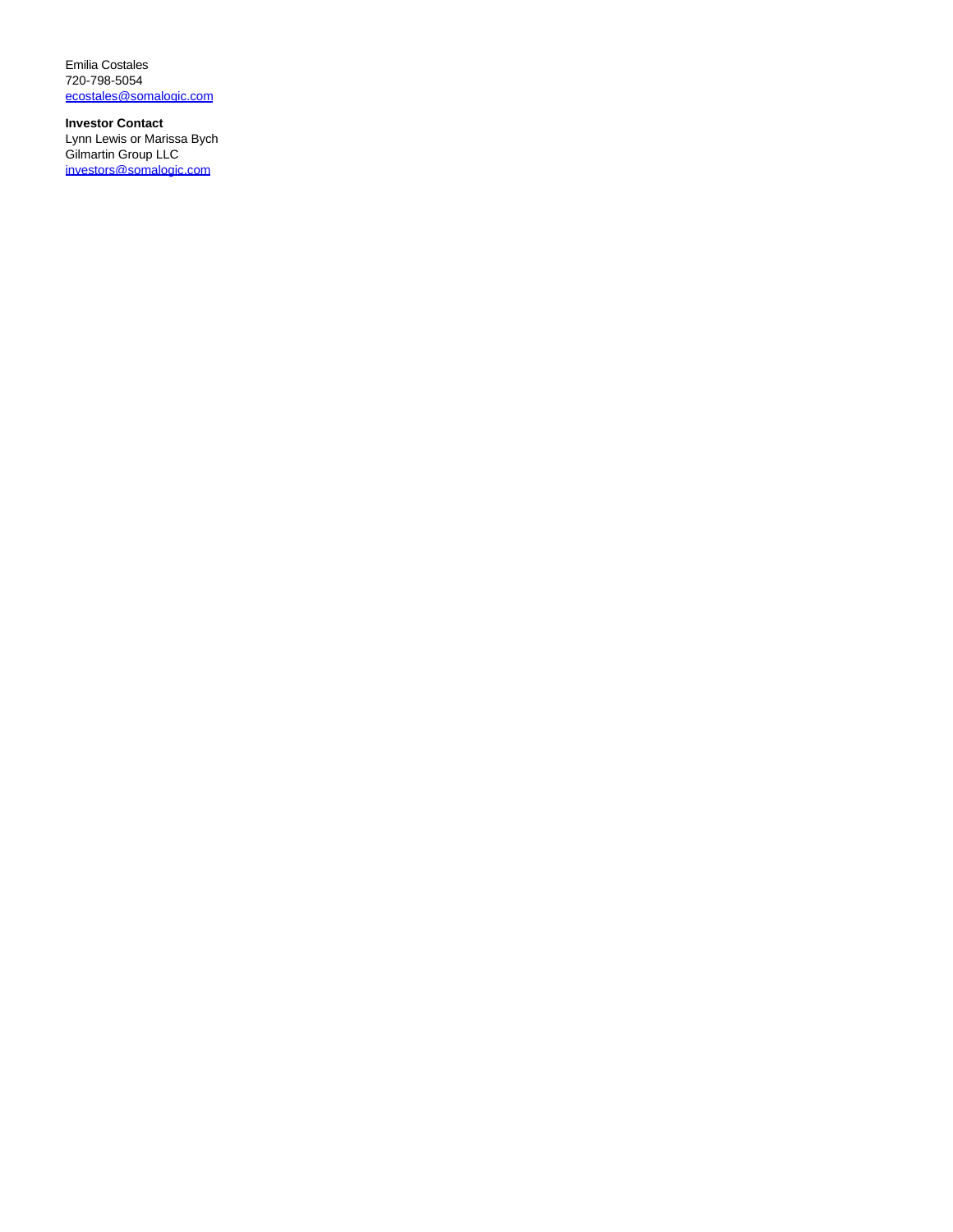Emilia Costales
720-798-5054
ecostales@somalogic.com

**Investor Contact**
Lynn Lewis or Marissa Bych
Gilmartin Group LLC
investors@somalogic.com